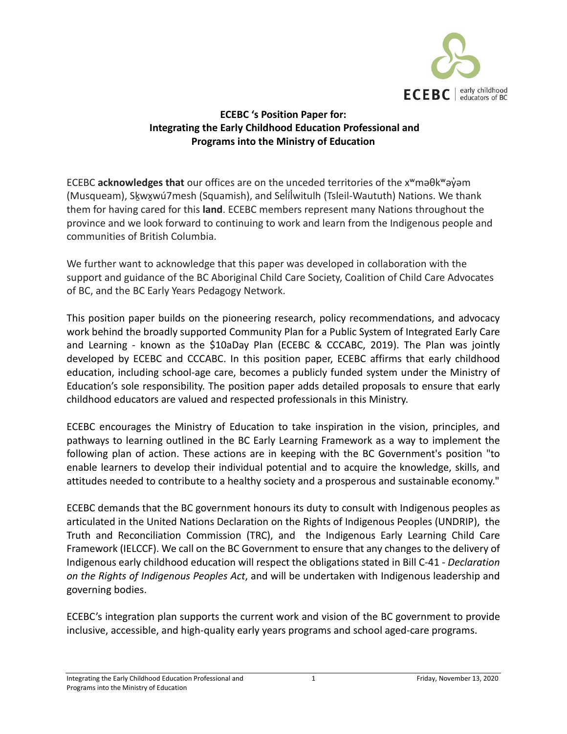**ECEBC 's Position Paper for:**
**Integrating the Early Childhood Education Professional and Programs into the Ministry of Education**

ECEBC **acknowledges that** our offices are on the unceded territories of the xʷməθkʷəy̓əm (Musqueam), Sḵwx̱wú7mesh (Squamish), and Səl̓ílwitulh (Tsleil-Waututh) Nations. We thank them for having cared for this **land**. ECEBC members represent many Nations throughout the province and we look forward to continuing to work and learn from the Indigenous people and communities of British Columbia.

We further want to acknowledge that this paper was developed in collaboration with the support and guidance of the BC Aboriginal Child Care Society, Coalition of Child Care Advocates of BC, and the BC Early Years Pedagogy Network.

This position paper builds on the pioneering research, policy recommendations, and advocacy work behind the broadly supported Community Plan for a Public System of Integrated Early Care and Learning - known as the $10aDay Plan (ECEBC & CCCABC, 2019). The Plan was jointly developed by ECEBC and CCCABC. In this position paper, ECEBC affirms that early childhood education, including school-age care, becomes a publicly funded system under the Ministry of Education's sole responsibility. The position paper adds detailed proposals to ensure that early childhood educators are valued and respected professionals in this Ministry.

ECEBC encourages the Ministry of Education to take inspiration in the vision, principles, and pathways to learning outlined in the BC Early Learning Framework as a way to implement the following plan of action. These actions are in keeping with the BC Government's position "to enable learners to develop their individual potential and to acquire the knowledge, skills, and attitudes needed to contribute to a healthy society and a prosperous and sustainable economy."

ECEBC demands that the BC government honours its duty to consult with Indigenous peoples as articulated in the United Nations Declaration on the Rights of Indigenous Peoples (UNDRIP), the Truth and Reconciliation Commission (TRC), and the Indigenous Early Learning Child Care Framework (IELCCF). We call on the BC Government to ensure that any changes to the delivery of Indigenous early childhood education will respect the obligations stated in Bill C-41 - *Declaration on the Rights of Indigenous Peoples Act*, and will be undertaken with Indigenous leadership and governing bodies.

ECEBC's integration plan supports the current work and vision of the BC government to provide inclusive, accessible, and high-quality early years programs and school aged-care programs.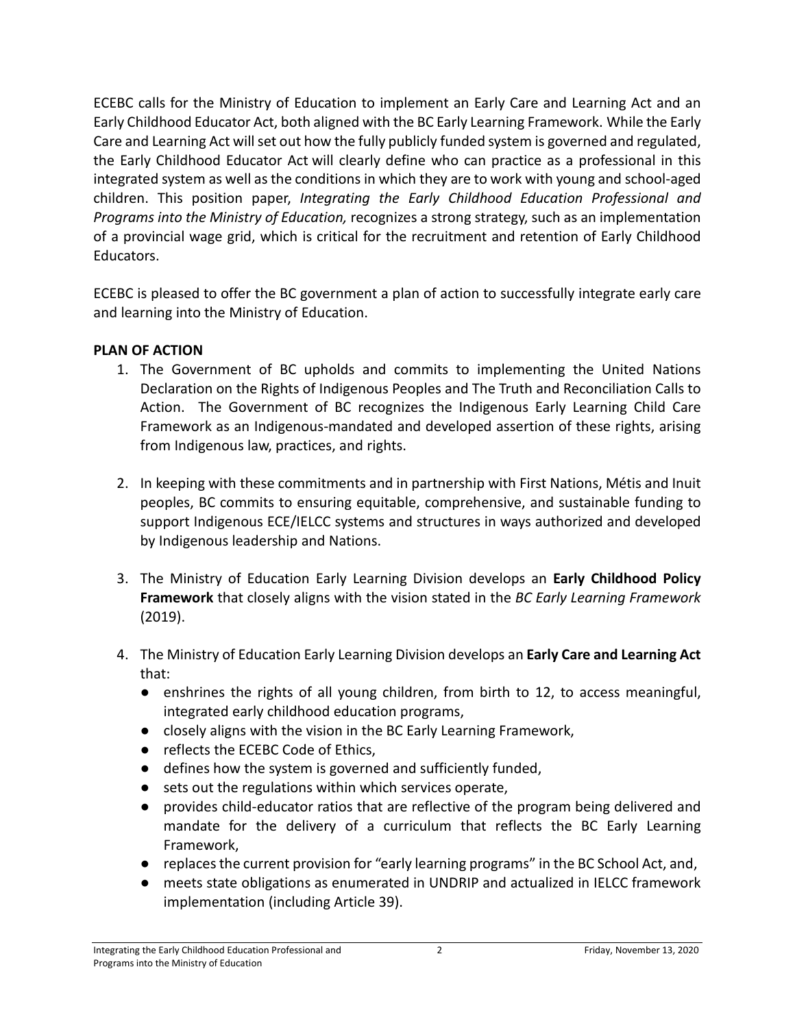ECEBC calls for the Ministry of Education to implement an Early Care and Learning Act and an Early Childhood Educator Act, both aligned with the BC Early Learning Framework. While the Early Care and Learning Act will set out how the fully publicly funded system is governed and regulated, the Early Childhood Educator Act will clearly define who can practice as a professional in this integrated system as well as the conditions in which they are to work with young and school-aged children. This position paper, *Integrating the Early Childhood Education Professional and Programs into the Ministry of Education,* recognizes a strong strategy, such as an implementation of a provincial wage grid, which is critical for the recruitment and retention of Early Childhood Educators.

ECEBC is pleased to offer the BC government a plan of action to successfully integrate early care and learning into the Ministry of Education.

**PLAN OF ACTION**

1. The Government of BC upholds and commits to implementing the United Nations Declaration on the Rights of Indigenous Peoples and The Truth and Reconciliation Calls to Action. The Government of BC recognizes the Indigenous Early Learning Child Care Framework as an Indigenous-mandated and developed assertion of these rights, arising from Indigenous law, practices, and rights.

2. In keeping with these commitments and in partnership with First Nations, Métis and Inuit peoples, BC commits to ensuring equitable, comprehensive, and sustainable funding to support Indigenous ECE/IELCC systems and structures in ways authorized and developed by Indigenous leadership and Nations.

3. The Ministry of Education Early Learning Division develops an **Early Childhood Policy Framework** that closely aligns with the vision stated in the *BC Early Learning Framework* (2019).

4. The Ministry of Education Early Learning Division develops an **Early Care and Learning Act** that:
   - enshrines the rights of all young children, from birth to 12, to access meaningful, integrated early childhood education programs,
   - closely aligns with the vision in the BC Early Learning Framework,
   - reflects the ECEBC Code of Ethics,
   - defines how the system is governed and sufficiently funded,
   - sets out the regulations within which services operate,
   - provides child-educator ratios that are reflective of the program being delivered and mandate for the delivery of a curriculum that reflects the BC Early Learning Framework,
   - replaces the current provision for "early learning programs" in the BC School Act, and,
   - meets state obligations as enumerated in UNDRIP and actualized in IELCC framework implementation (including Article 39).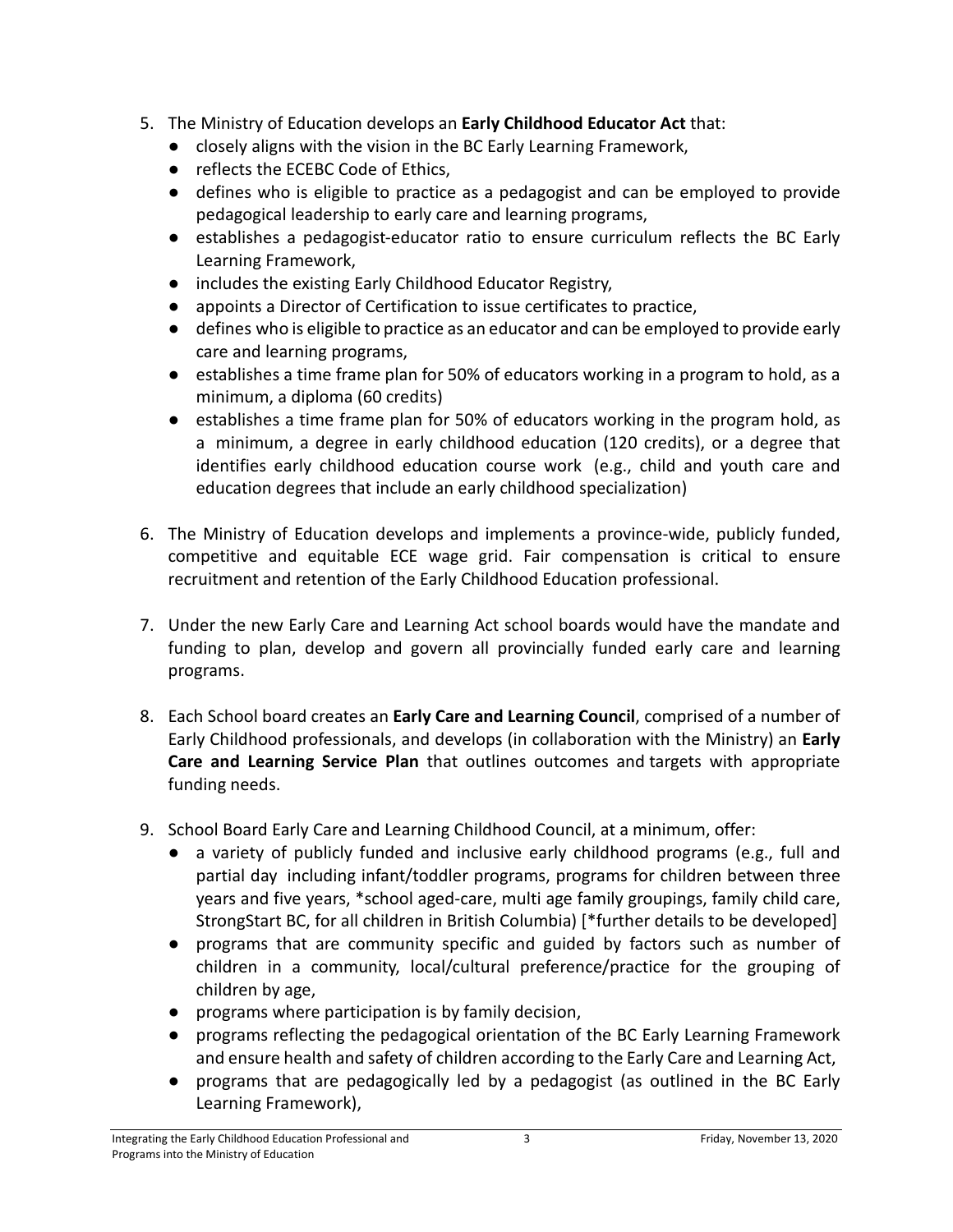5. The Ministry of Education develops an **Early Childhood Educator Act** that:
    - closely aligns with the vision in the BC Early Learning Framework,
    - reflects the ECEBC Code of Ethics,
    - defines who is eligible to practice as a pedagogist and can be employed to provide pedagogical leadership to early care and learning programs,
    - establishes a pedagogist-educator ratio to ensure curriculum reflects the BC Early Learning Framework,
    - includes the existing Early Childhood Educator Registry,
    - appoints a Director of Certification to issue certificates to practice,
    - defines who is eligible to practice as an educator and can be employed to provide early care and learning programs,
    - establishes a time frame plan for 50% of educators working in a program to hold, as a minimum, a diploma (60 credits)
    - establishes a time frame plan for 50% of educators working in the program hold, as a minimum, a degree in early childhood education (120 credits), or a degree that identifies early childhood education course work (e.g., child and youth care and education degrees that include an early childhood specialization)

6. The Ministry of Education develops and implements a province-wide, publicly funded, competitive and equitable ECE wage grid. Fair compensation is critical to ensure recruitment and retention of the Early Childhood Education professional.

7. Under the new Early Care and Learning Act school boards would have the mandate and funding to plan, develop and govern all provincially funded early care and learning programs.

8. Each School board creates an **Early Care and Learning Council**, comprised of a number of Early Childhood professionals, and develops (in collaboration with the Ministry) an **Early Care and Learning Service Plan** that outlines outcomes and targets with appropriate funding needs.

9. School Board Early Care and Learning Childhood Council, at a minimum, offer:
    - a variety of publicly funded and inclusive early childhood programs (e.g., full and partial day including infant/toddler programs, programs for children between three years and five years, *school aged-care, multi age family groupings, family child care, StrongStart BC, for all children in British Columbia) [*further details to be developed]
    - programs that are community specific and guided by factors such as number of children in a community, local/cultural preference/practice for the grouping of children by age,
    - programs where participation is by family decision,
    - programs reflecting the pedagogical orientation of the BC Early Learning Framework and ensure health and safety of children according to the Early Care and Learning Act,
    - programs that are pedagogically led by a pedagogist (as outlined in the BC Early Learning Framework),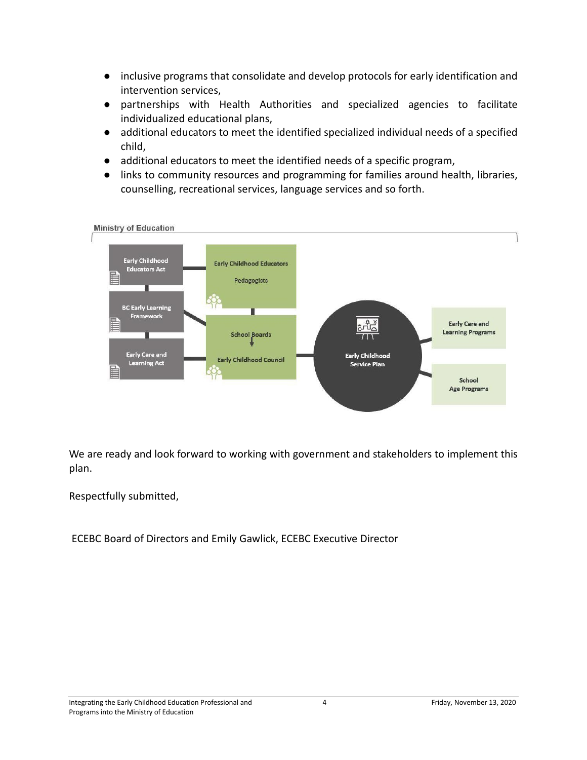- inclusive programs that consolidate and develop protocols for early identification and intervention services,
- partnerships with Health Authorities and specialized agencies to facilitate individualized educational plans,
- additional educators to meet the identified specialized individual needs of a specified child,
- additional educators to meet the identified needs of a specific program,
- links to community resources and programming for families around health, libraries, counselling, recreational services, language services and so forth.

Ministry of Education

Early Childhood Educators Act

BC Early Learning Framework

Early Care and Learning Act

Early Childhood Educators

Pedagogists

School Boards

Early Childhood Council

Early Childhood Service Plan

Early Care and Learning Programs

School Age Programs

We are ready and look forward to working with government and stakeholders to implement this plan.

Respectfully submitted,

ECEBC Board of Directors and Emily Gawlick, ECEBC Executive Director